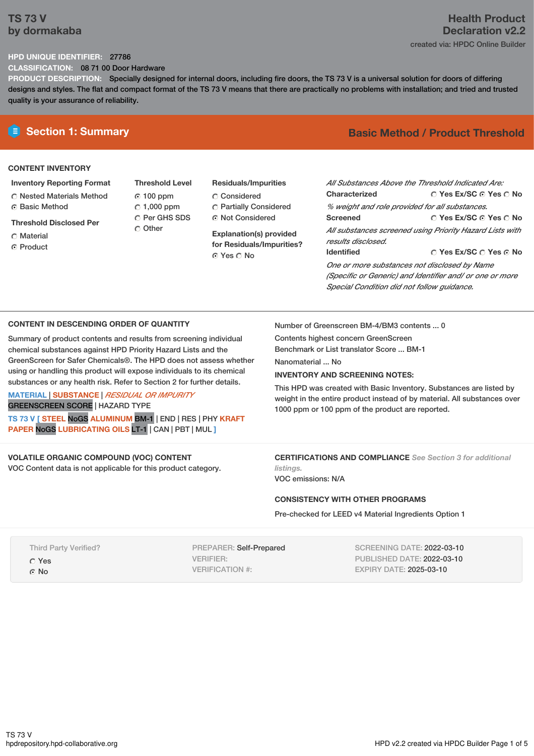# TS 73 V
by dormakaba

## Health Product Declaration v2.2

created via: HPDC Online Builder

**HPD UNIQUE IDENTIFIER:** 27786

**CLASSIFICATION:** 08 71 00 Door Hardware

**PRODUCT DESCRIPTION:** Specially designed for internal doors, including fire doors, the TS 73 V is a universal solution for doors of differing designs and styles. The flat and compact format of the TS 73 V means that there are practically no problems with installation; and tried and trusted quality is your assurance of reliability.

## Section 1: Summary

**Basic Method / Product Threshold**

### CONTENT INVENTORY

**Inventory Reporting Format**
- ○ Nested Materials Method
- ◉ Basic Method

**Threshold Disclosed Per**
- ○ Material
- ◉ Product

**Threshold Level**
- ◉ 100 ppm
- ○ 1,000 ppm
- ○ Per GHS SDS
- ○ Other

**Residuals/Impurities**
- ○ Considered
- ○ Partially Considered
- ◉ Not Considered

**Explanation(s) provided for Residuals/Impurities?**
◉ Yes ○ No

*All Substances Above the Threshold Indicated Are:*

**Characterized** ○ Yes Ex/SC ◉ Yes ○ No
*% weight and role provided for all substances.*

**Screened** ○ Yes Ex/SC ◉ Yes ○ No
*All substances screened using Priority Hazard Lists with results disclosed.*

**Identified** ○ Yes Ex/SC ○ Yes ◉ No
*One or more substances not disclosed by Name (Specific or Generic) and Identifier and/ or one or more Special Condition did not follow guidance.*

### CONTENT IN DESCENDING ORDER OF QUANTITY

Summary of product contents and results from screening individual chemical substances against HPD Priority Hazard Lists and the GreenScreen for Safer Chemicals®. The HPD does not assess whether using or handling this product will expose individuals to its chemical substances or any health risk. Refer to Section 2 for further details.

MATERIAL | SUBSTANCE | *RESIDUAL OR IMPURITY*
GREENSCREEN SCORE | HAZARD TYPE

TS 73 V [ STEEL NoGS ALUMINUM BM-1 | END | RES | PHY KRAFT PAPER NoGS LUBRICATING OILS LT-1 | CAN | PBT | MUL ]

Number of Greenscreen BM-4/BM3 contents ... 0

Contents highest concern GreenScreen Benchmark or List translator Score ... BM-1

Nanomaterial ... No

**INVENTORY AND SCREENING NOTES:**

This HPD was created with Basic Inventory. Substances are listed by weight in the entire product instead of by material. All substances over 1000 ppm or 100 ppm of the product are reported.

### VOLATILE ORGANIC COMPOUND (VOC) CONTENT

VOC Content data is not applicable for this product category.

### CERTIFICATIONS AND COMPLIANCE *See Section 3 for additional listings.*

VOC emissions: N/A

### CONSISTENCY WITH OTHER PROGRAMS

Pre-checked for LEED v4 Material Ingredients Option 1

Third Party Verified?
- ○ Yes
- ◉ No

PREPARER: Self-Prepared
VERIFIER:
VERIFICATION #:

SCREENING DATE: 2022-03-10
PUBLISHED DATE: 2022-03-10
EXPIRY DATE: 2025-03-10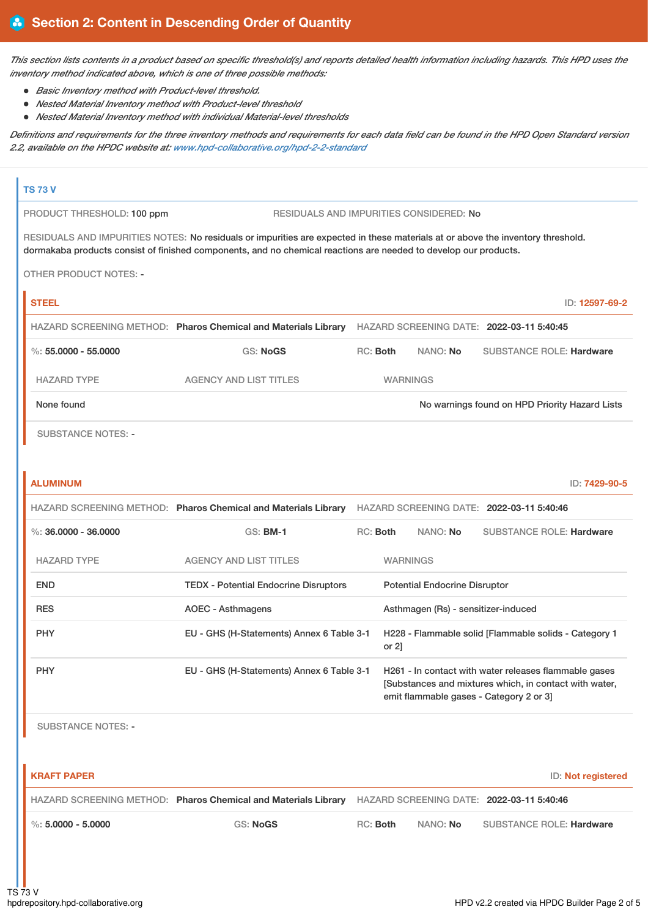## Section 2: Content in Descending Order of Quantity

*This section lists contents in a product based on specific threshold(s) and reports detailed health information including hazards. This HPD uses the inventory method indicated above, which is one of three possible methods:*

- *Basic Inventory method with Product-level threshold.*
- *Nested Material Inventory method with Product-level threshold*
- *Nested Material Inventory method with individual Material-level thresholds*

*Definitions and requirements for the three inventory methods and requirements for each data field can be found in the HPD Open Standard version 2.2, available on the HPDC website at: www.hpd-collaborative.org/hpd-2-2-standard*

### TS 73 V

PRODUCT THRESHOLD: **100 ppm**

RESIDUALS AND IMPURITIES CONSIDERED: **No**

RESIDUALS AND IMPURITIES NOTES: **No residuals or impurities are expected in these materials at or above the inventory threshold. dormakaba products consist of finished components, and no chemical reactions are needed to develop our products.**

OTHER PRODUCT NOTES: **-**

#### STEEL

ID: **12597-69-2**

HAZARD SCREENING METHOD: **Pharos Chemical and Materials Library**

HAZARD SCREENING DATE: **2022-03-11 5:40:45**

%: **55.0000 - 55.0000** | GS: **NoGS** | RC: **Both** | NANO: **No** | SUBSTANCE ROLE: **Hardware**

| HAZARD TYPE | AGENCY AND LIST TITLES | WARNINGS |
| --- | --- | --- |
| None found | | No warnings found on HPD Priority Hazard Lists |

SUBSTANCE NOTES: **-**

#### ALUMINUM

ID: **7429-90-5**

HAZARD SCREENING METHOD: **Pharos Chemical and Materials Library**

HAZARD SCREENING DATE: **2022-03-11 5:40:46**

%: **36.0000 - 36.0000** | GS: **BM-1** | RC: **Both** | NANO: **No** | SUBSTANCE ROLE: **Hardware**

| HAZARD TYPE | AGENCY AND LIST TITLES | WARNINGS |
| --- | --- | --- |
| END | TEDX - Potential Endocrine Disruptors | Potential Endocrine Disruptor |
| RES | AOEC - Asthmagens | Asthmagen (Rs) - sensitizer-induced |
| PHY | EU - GHS (H-Statements) Annex 6 Table 3-1 | H228 - Flammable solid [Flammable solids - Category 1 or 2] |
| PHY | EU - GHS (H-Statements) Annex 6 Table 3-1 | H261 - In contact with water releases flammable gases [Substances and mixtures which, in contact with water, emit flammable gases - Category 2 or 3] |

SUBSTANCE NOTES: **-**

#### KRAFT PAPER

ID: **Not registered**

HAZARD SCREENING METHOD: **Pharos Chemical and Materials Library**

HAZARD SCREENING DATE: **2022-03-11 5:40:46**

%: **5.0000 - 5.0000** | GS: **NoGS** | RC: **Both** | NANO: **No** | SUBSTANCE ROLE: **Hardware**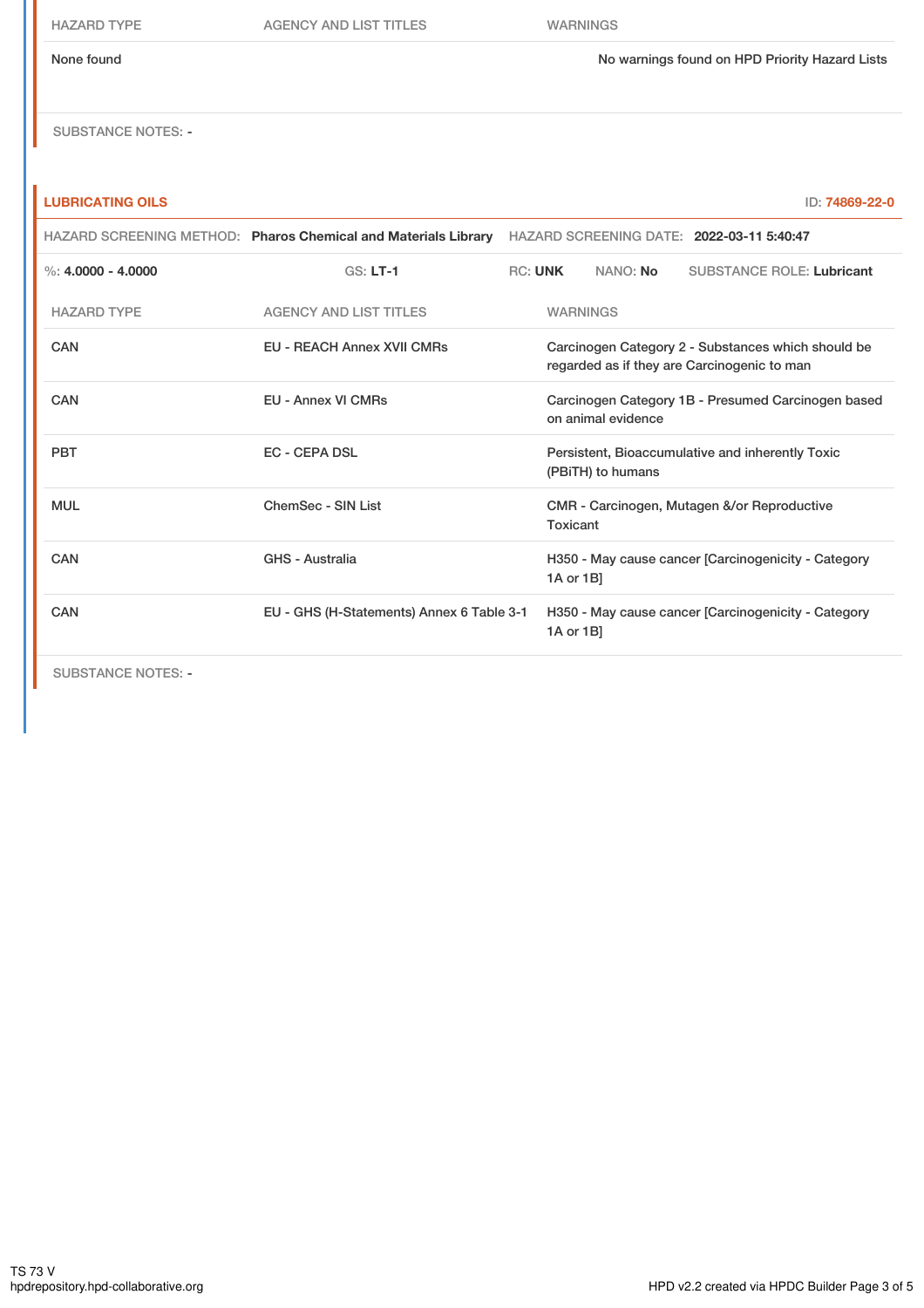| HAZARD TYPE | AGENCY AND LIST TITLES | WARNINGS |
| --- | --- | --- |
| None found | | No warnings found on HPD Priority Hazard Lists |

SUBSTANCE NOTES: -

## LUBRICATING OILS

ID: 74869-22-0

HAZARD SCREENING METHOD: **Pharos Chemical and Materials Library** HAZARD SCREENING DATE: **2022-03-11 5:40:47**

%: **4.0000 - 4.0000** GS: **LT-1** RC: **UNK** NANO: **No** SUBSTANCE ROLE: **Lubricant**

| HAZARD TYPE | AGENCY AND LIST TITLES | WARNINGS |
| --- | --- | --- |
| CAN | EU - REACH Annex XVII CMRs | Carcinogen Category 2 - Substances which should be regarded as if they are Carcinogenic to man |
| CAN | EU - Annex VI CMRs | Carcinogen Category 1B - Presumed Carcinogen based on animal evidence |
| PBT | EC - CEPA DSL | Persistent, Bioaccumulative and inherently Toxic (PBiTH) to humans |
| MUL | ChemSec - SIN List | CMR - Carcinogen, Mutagen &/or Reproductive Toxicant |
| CAN | GHS - Australia | H350 - May cause cancer [Carcinogenicity - Category 1A or 1B] |
| CAN | EU - GHS (H-Statements) Annex 6 Table 3-1 | H350 - May cause cancer [Carcinogenicity - Category 1A or 1B] |

SUBSTANCE NOTES: -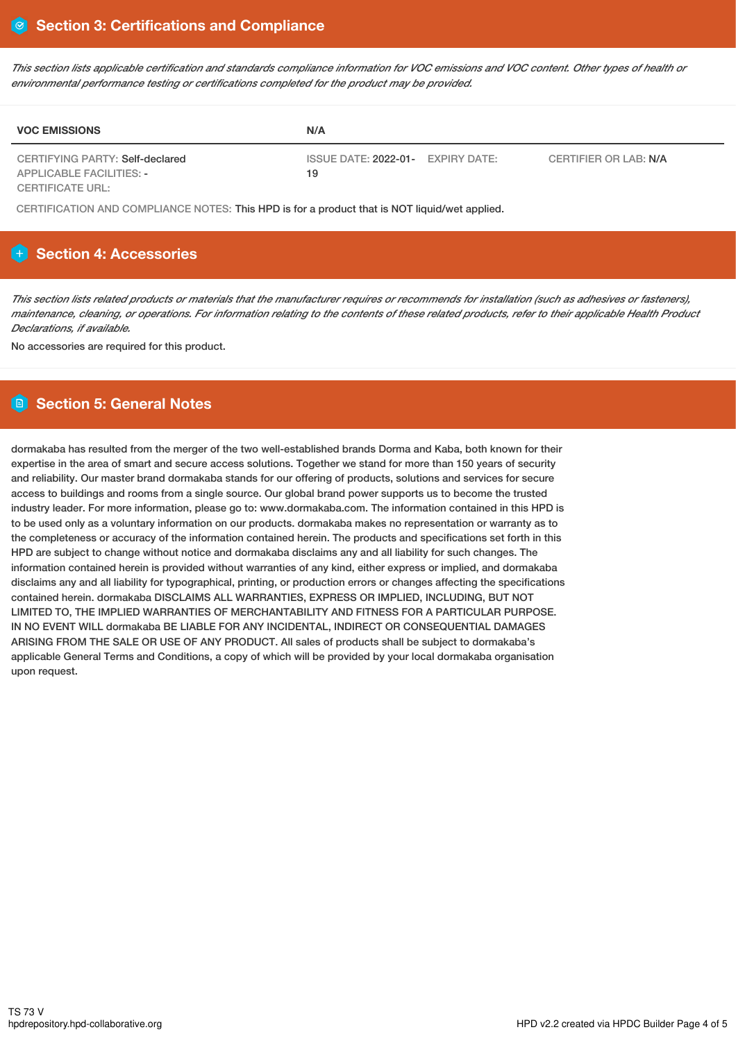## Section 3: Certifications and Compliance

*This section lists applicable certification and standards compliance information for VOC emissions and VOC content. Other types of health or environmental performance testing or certifications completed for the product may be provided.*

| VOC EMISSIONS | N/A | | |
|---|---|---|---|
| CERTIFYING PARTY: Self-declared<br>APPLICABLE FACILITIES: -<br>CERTIFICATE URL: | ISSUE DATE: 2022-01-19 | EXPIRY DATE: | CERTIFIER OR LAB: N/A |

CERTIFICATION AND COMPLIANCE NOTES: This HPD is for a product that is NOT liquid/wet applied.

## Section 4: Accessories

*This section lists related products or materials that the manufacturer requires or recommends for installation (such as adhesives or fasteners), maintenance, cleaning, or operations. For information relating to the contents of these related products, refer to their applicable Health Product Declarations, if available.*

No accessories are required for this product.

## Section 5: General Notes

dormakaba has resulted from the merger of the two well-established brands Dorma and Kaba, both known for their expertise in the area of smart and secure access solutions. Together we stand for more than 150 years of security and reliability. Our master brand dormakaba stands for our offering of products, solutions and services for secure access to buildings and rooms from a single source. Our global brand power supports us to become the trusted industry leader. For more information, please go to: www.dormakaba.com. The information contained in this HPD is to be used only as a voluntary information on our products. dormakaba makes no representation or warranty as to the completeness or accuracy of the information contained herein. The products and specifications set forth in this HPD are subject to change without notice and dormakaba disclaims any and all liability for such changes. The information contained herein is provided without warranties of any kind, either express or implied, and dormakaba disclaims any and all liability for typographical, printing, or production errors or changes affecting the specifications contained herein. dormakaba DISCLAIMS ALL WARRANTIES, EXPRESS OR IMPLIED, INCLUDING, BUT NOT LIMITED TO, THE IMPLIED WARRANTIES OF MERCHANTABILITY AND FITNESS FOR A PARTICULAR PURPOSE. IN NO EVENT WILL dormakaba BE LIABLE FOR ANY INCIDENTAL, INDIRECT OR CONSEQUENTIAL DAMAGES ARISING FROM THE SALE OR USE OF ANY PRODUCT. All sales of products shall be subject to dormakaba's applicable General Terms and Conditions, a copy of which will be provided by your local dormakaba organisation upon request.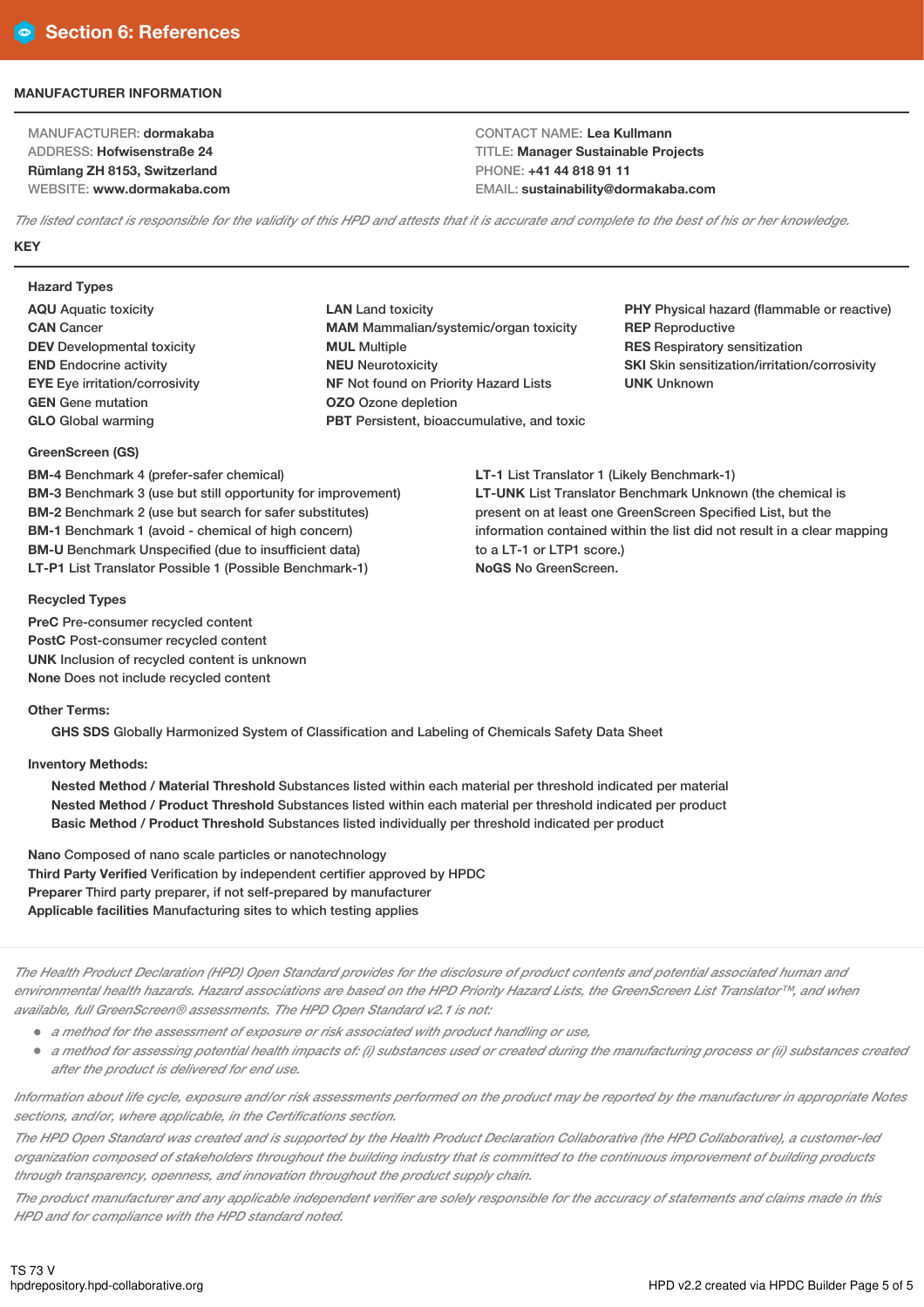## Section 6: References

### MANUFACTURER INFORMATION

MANUFACTURER: **dormakaba**
ADDRESS: **Hofwisenstraße 24**
**Rümlang ZH 8153, Switzerland**
WEBSITE: **www.dormakaba.com**

CONTACT NAME: **Lea Kullmann**
TITLE: **Manager Sustainable Projects**
PHONE: **+41 44 818 91 11**
EMAIL: **sustainability@dormakaba.com**

*The listed contact is responsible for the validity of this HPD and attests that it is accurate and complete to the best of his or her knowledge.*

### KEY

**Hazard Types**

**AQU** Aquatic toxicity
**CAN** Cancer
**DEV** Developmental toxicity
**END** Endocrine activity
**EYE** Eye irritation/corrosivity
**GEN** Gene mutation
**GLO** Global warming
**LAN** Land toxicity
**MAM** Mammalian/systemic/organ toxicity
**MUL** Multiple
**NEU** Neurotoxicity
**NF** Not found on Priority Hazard Lists
**OZO** Ozone depletion
**PBT** Persistent, bioaccumulative, and toxic
**PHY** Physical hazard (flammable or reactive)
**REP** Reproductive
**RES** Respiratory sensitization
**SKI** Skin sensitization/irritation/corrosivity
**UNK** Unknown

**GreenScreen (GS)**

**BM-4** Benchmark 4 (prefer-safer chemical)
**BM-3** Benchmark 3 (use but still opportunity for improvement)
**BM-2** Benchmark 2 (use but search for safer substitutes)
**BM-1** Benchmark 1 (avoid - chemical of high concern)
**BM-U** Benchmark Unspecified (due to insufficient data)
**LT-P1** List Translator Possible 1 (Possible Benchmark-1)
**LT-1** List Translator 1 (Likely Benchmark-1)
**LT-UNK** List Translator Benchmark Unknown (the chemical is present on at least one GreenScreen Specified List, but the information contained within the list did not result in a clear mapping to a LT-1 or LTP1 score.)
**NoGS** No GreenScreen.

**Recycled Types**

**PreC** Pre-consumer recycled content
**PostC** Post-consumer recycled content
**UNK** Inclusion of recycled content is unknown
**None** Does not include recycled content

**Other Terms:**

**GHS SDS** Globally Harmonized System of Classification and Labeling of Chemicals Safety Data Sheet

**Inventory Methods:**

**Nested Method / Material Threshold** Substances listed within each material per threshold indicated per material
**Nested Method / Product Threshold** Substances listed within each material per threshold indicated per product
**Basic Method / Product Threshold** Substances listed individually per threshold indicated per product

**Nano** Composed of nano scale particles or nanotechnology
**Third Party Verified** Verification by independent certifier approved by HPDC
**Preparer** Third party preparer, if not self-prepared by manufacturer
**Applicable facilities** Manufacturing sites to which testing applies

*The Health Product Declaration (HPD) Open Standard provides for the disclosure of product contents and potential associated human and environmental health hazards. Hazard associations are based on the HPD Priority Hazard Lists, the GreenScreen List Translator™, and when available, full GreenScreen® assessments. The HPD Open Standard v2.1 is not:*

- *a method for the assessment of exposure or risk associated with product handling or use,*
- *a method for assessing potential health impacts of: (i) substances used or created during the manufacturing process or (ii) substances created after the product is delivered for end use.*

*Information about life cycle, exposure and/or risk assessments performed on the product may be reported by the manufacturer in appropriate Notes sections, and/or, where applicable, in the Certifications section.*

*The HPD Open Standard was created and is supported by the Health Product Declaration Collaborative (the HPD Collaborative), a customer-led organization composed of stakeholders throughout the building industry that is committed to the continuous improvement of building products through transparency, openness, and innovation throughout the product supply chain.*

*The product manufacturer and any applicable independent verifier are solely responsible for the accuracy of statements and claims made in this HPD and for compliance with the HPD standard noted.*

TS 73 V